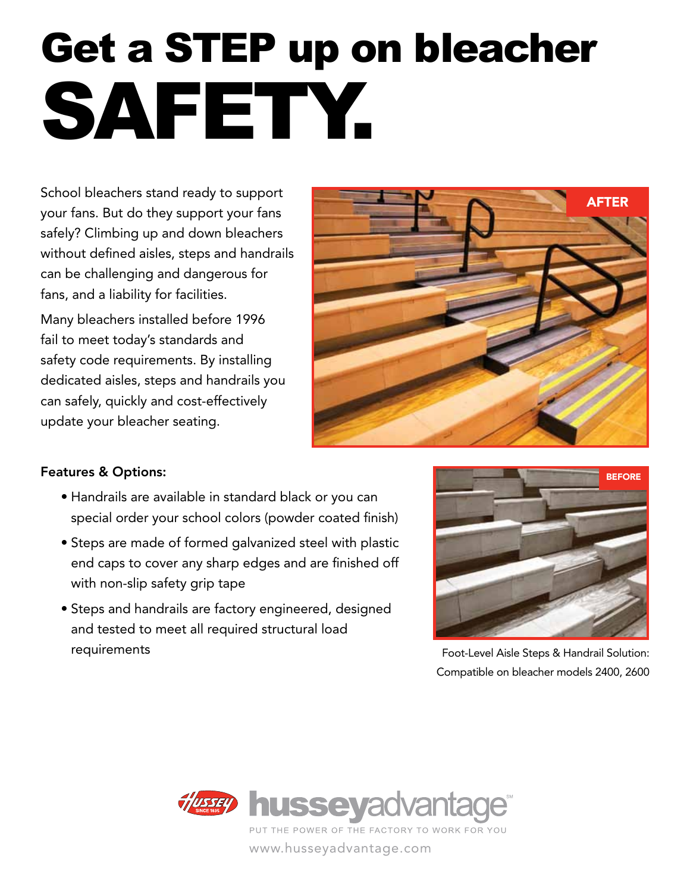# Get a STEP up on bleacher SAFETY.

School bleachers stand ready to support your fans. But do they support your fans safely? Climbing up and down bleachers without defined aisles, steps and handrails can be challenging and dangerous for fans, and a liability for facilities.

Many bleachers installed before 1996 fail to meet today's standards and safety code requirements. By installing dedicated aisles, steps and handrails you can safely, quickly and cost-effectively update your bleacher seating.

AFTER

**Features & Options:**

- Handrails are available in standard black or you can special order your school colors (powder coated finish)
- Steps are made of formed galvanized steel with plastic end caps to cover any sharp edges and are finished off with non-slip safety grip tape
- Steps and handrails are factory engineered, designed and tested to meet all required structural load requirements

BEFORE

Foot-Level Aisle Steps & Handrail Solution: Compatible on bleacher models 2400, 2600

husseyadvantage

PUT THE POWER OF THE FACTORY TO WORK FOR YOU

www.husseyadvantage.com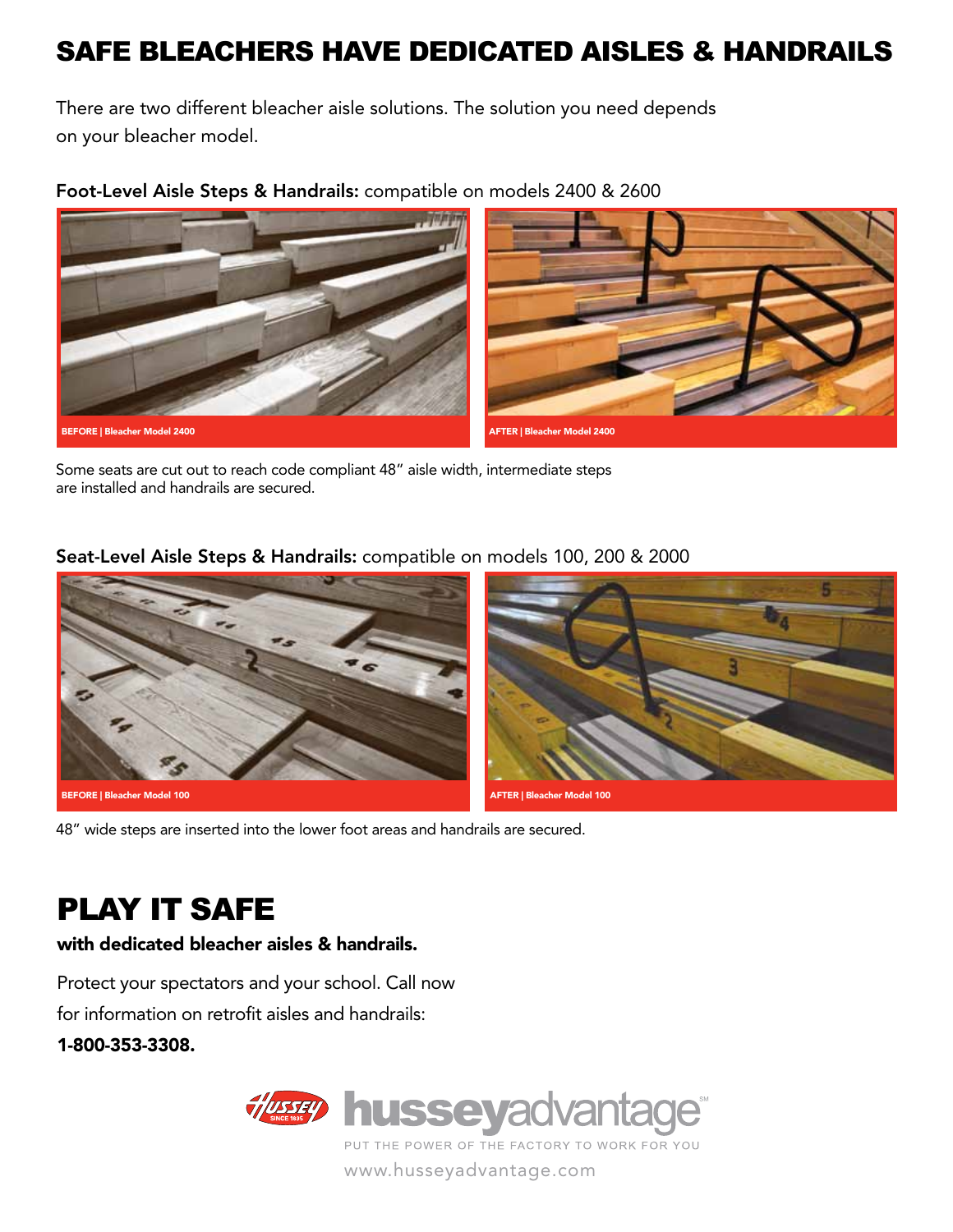# SAFE BLEACHERS HAVE DEDICATED AISLES & HANDRAILS

There are two different bleacher aisle solutions. The solution you need depends on your bleacher model.

**Foot-Level Aisle Steps & Handrails:** compatible on models 2400 & 2600

BEFORE | Bleacher Model 2400

AFTER | Bleacher Model 2400

Some seats are cut out to reach code compliant 48" aisle width, intermediate steps are installed and handrails are secured.

**Seat-Level Aisle Steps & Handrails:** compatible on models 100, 200 & 2000

BEFORE | Bleacher Model 100

AFTER | Bleacher Model 100

48" wide steps are inserted into the lower foot areas and handrails are secured.

# PLAY IT SAFE

**with dedicated bleacher aisles & handrails.**

Protect your spectators and your school. Call now for information on retrofit aisles and handrails:

**1-800-353-3308.**

HUSSEY SINCE 1835 husseyadvantage℠

PUT THE POWER OF THE FACTORY TO WORK FOR YOU

www.husseyadvantage.com